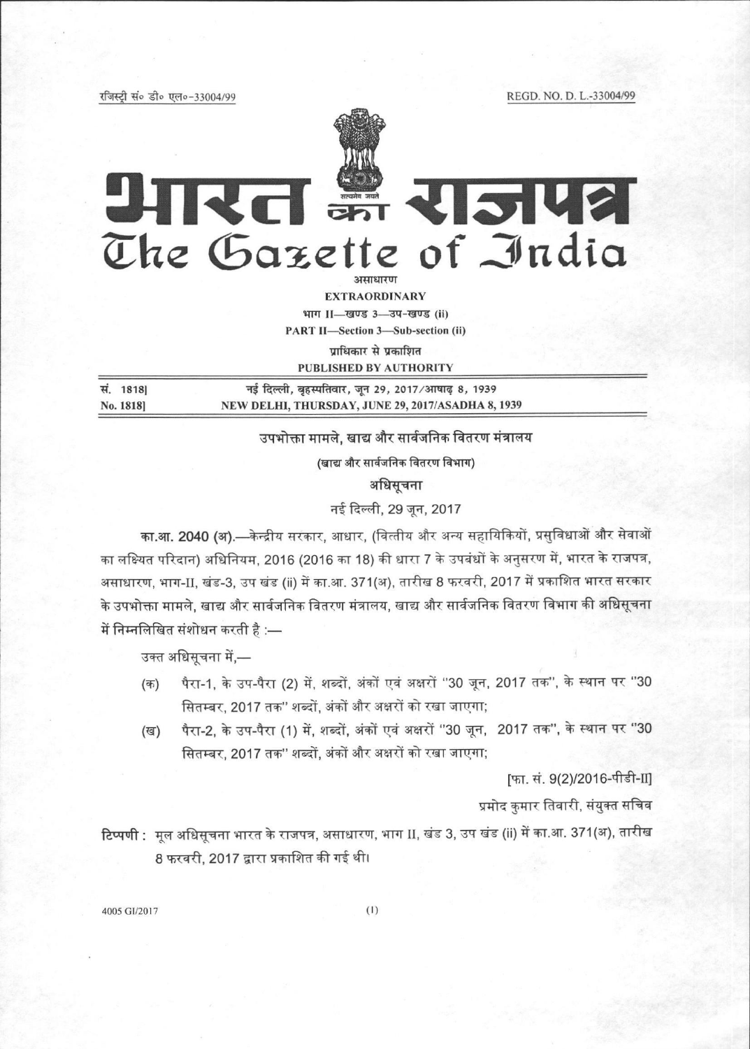रजिस्ट्री सं० डी० एल०-33004/99 REGD. NO. D. L.-33004/99

# भारत का राजपत्र
# The Gazette of India

असाधारण
**EXTRAORDINARY**

भाग II—खण्ड 3—उप-खण्ड (ii)
**PART II—Section 3—Sub-section (ii)**

प्राधिकार से प्रकाशित
**PUBLISHED BY AUTHORITY**

| | |
|---|---|
| सं. 1818] | नई दिल्ली, बृहस्पतिवार, जून 29, 2017/आषाढ़ 8, 1939 |
| No. 1818] | NEW DELHI, THURSDAY, JUNE 29, 2017/ASADHA 8, 1939 |

## उपभोक्ता मामले, खाद्य और सार्वजनिक वितरण मंत्रालय

(खाद्य और सार्वजनिक वितरण विभाग)

### अधिसूचना

नई दिल्ली, 29 जून, 2017

**का.आ. 2040 (अ).**—केन्द्रीय सरकार, आधार, (वित्तीय और अन्य सहायिकियों, प्रसुविधाओं और सेवाओं का लक्ष्यित परिदान) अधिनियम, 2016 (2016 का 18) की धारा 7 के उपबंधों के अनुसरण में, भारत के राजपत्र, असाधारण, भाग-II, खंड-3, उप खंड (ii) में का.आ. 371(अ), तारीख 8 फरवरी, 2017 में प्रकाशित भारत सरकार के उपभोक्ता मामले, खाद्य और सार्वजनिक वितरण मंत्रालय, खाद्य और सार्वजनिक वितरण विभाग की अधिसूचना में निम्नलिखित संशोधन करती है :—

उक्त अधिसूचना में,—

(क) पैरा-1, के उप-पैरा (2) में, शब्दों, अंकों एवं अक्षरों "30 जून, 2017 तक", के स्थान पर "30 सितम्बर, 2017 तक" शब्दों, अंकों और अक्षरों को रखा जाएगा;

(ख) पैरा-2, के उप-पैरा (1) में, शब्दों, अंकों एवं अक्षरों "30 जून, 2017 तक", के स्थान पर "30 सितम्बर, 2017 तक" शब्दों, अंकों और अक्षरों को रखा जाएगा;

[फा. सं. 9(2)/2016-पीडी-II]

प्रमोद कुमार तिवारी, संयुक्त सचिव

**टिप्पणी :** मूल अधिसूचना भारत के राजपत्र, असाधारण, भाग II, खंड 3, उप खंड (ii) में का.आ. 371(अ), तारीख 8 फरवरी, 2017 द्वारा प्रकाशित की गई थी।

4005 GI/2017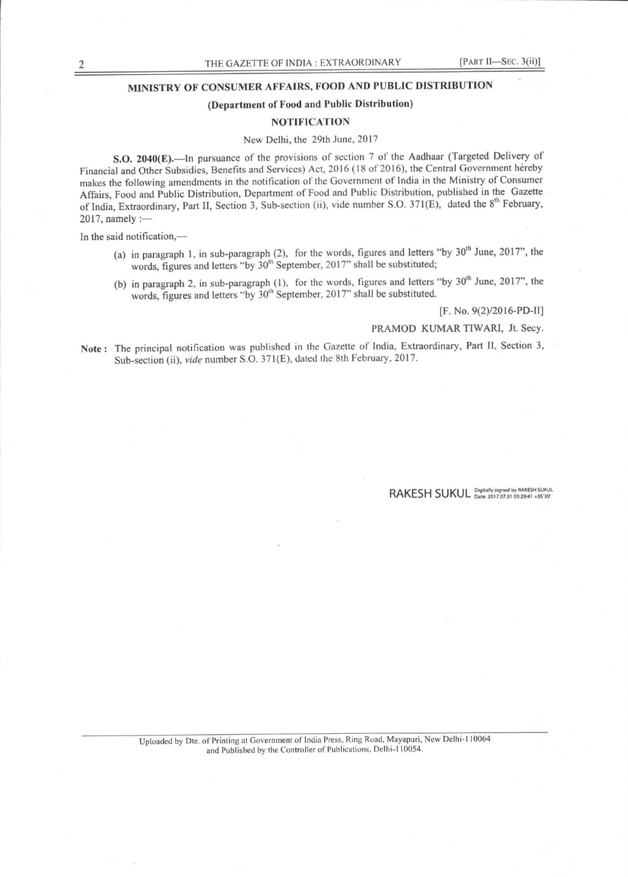## MINISTRY OF CONSUMER AFFAIRS, FOOD AND PUBLIC DISTRIBUTION

### (Department of Food and Public Distribution)

### NOTIFICATION

New Delhi, the 29th June, 2017

**S.O. 2040(E).**—In pursuance of the provisions of section 7 of the Aadhaar (Targeted Delivery of Financial and Other Subsidies, Benefits and Services) Act, 2016 (18 of 2016), the Central Government hereby makes the following amendments in the notification of the Government of India in the Ministry of Consumer Affairs, Food and Public Distribution, Department of Food and Public Distribution, published in the Gazette of India, Extraordinary, Part II, Section 3, Sub-section (ii), vide number S.O. 371(E), dated the 8th February, 2017, namely :—

In the said notification,—

(a) in paragraph 1, in sub-paragraph (2), for the words, figures and letters "by 30th June, 2017", the words, figures and letters "by 30th September, 2017" shall be substituted;

(b) in paragraph 2, in sub-paragraph (1), for the words, figures and letters "by 30th June, 2017", the words, figures and letters "by 30th September, 2017" shall be substituted.

[F. No. 9(2)/2016-PD-II]

PRAMOD KUMAR TIWARI, Jt. Secy.

**Note :** The principal notification was published in the Gazette of India, Extraordinary, Part II, Section 3, Sub-section (ii), *vide* number S.O. 371(E), dated the 8th February, 2017.

RAKESH SUKUL Digitally signed by RAKESH SUKUL Date: 2017.07.01 03:29:41 +05'30'

Uploaded by Dte. of Printing at Government of India Press, Ring Road, Mayapuri, New Delhi-110064 and Published by the Controller of Publications, Delhi-110054.